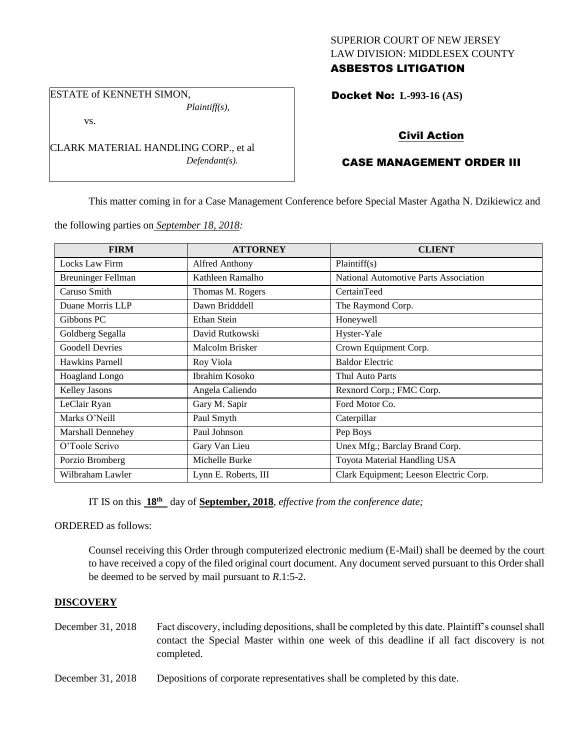SUPERIOR COURT OF NEW JERSEY
LAW DIVISION: MIDDLESEX COUNTY
**ASBESTOS LITIGATION**

ESTATE of KENNETH SIMON,
*Plaintiff(s),*

vs.

CLARK MATERIAL HANDLING CORP., et al
*Defendant(s).*

**Docket No: L-993-16 (AS)**

**Civil Action**

**CASE MANAGEMENT ORDER III**

This matter coming in for a Case Management Conference before Special Master Agatha N. Dzikiewicz and the following parties on *September 18, 2018:*

| FIRM | ATTORNEY | CLIENT |
|---|---|---|
| Locks Law Firm | Alfred Anthony | Plaintiff(s) |
| Breuninger Fellman | Kathleen Ramalho | National Automotive Parts Association |
| Caruso Smith | Thomas M. Rogers | CertainTeed |
| Duane Morris LLP | Dawn Bridddell | The Raymond Corp. |
| Gibbons PC | Ethan Stein | Honeywell |
| Goldberg Segalla | David Rutkowski | Hyster-Yale |
| Goodell Devries | Malcolm Brisker | Crown Equipment Corp. |
| Hawkins Parnell | Roy Viola | Baldor Electric |
| Hoagland Longo | Ibrahim Kosoko | Thul Auto Parts |
| Kelley Jasons | Angela Caliendo | Rexnord Corp.; FMC Corp. |
| LeClair Ryan | Gary M. Sapir | Ford Motor Co. |
| Marks O'Neill | Paul Smyth | Caterpillar |
| Marshall Dennehey | Paul Johnson | Pep Boys |
| O'Toole Scrivo | Gary Van Lieu | Unex Mfg.; Barclay Brand Corp. |
| Porzio Bromberg | Michelle Burke | Toyota Material Handling USA |
| Wilbraham Lawler | Lynn E. Roberts, III | Clark Equipment; Leeson Electric Corp. |

IT IS on this **18th** day of **September, 2018**, *effective from the conference date;*

ORDERED as follows:

Counsel receiving this Order through computerized electronic medium (E-Mail) shall be deemed by the court to have received a copy of the filed original court document. Any document served pursuant to this Order shall be deemed to be served by mail pursuant to *R*.1:5-2.

**DISCOVERY**

December 31, 2018 Fact discovery, including depositions, shall be completed by this date. Plaintiff's counsel shall contact the Special Master within one week of this deadline if all fact discovery is not completed.

December 31, 2018 Depositions of corporate representatives shall be completed by this date.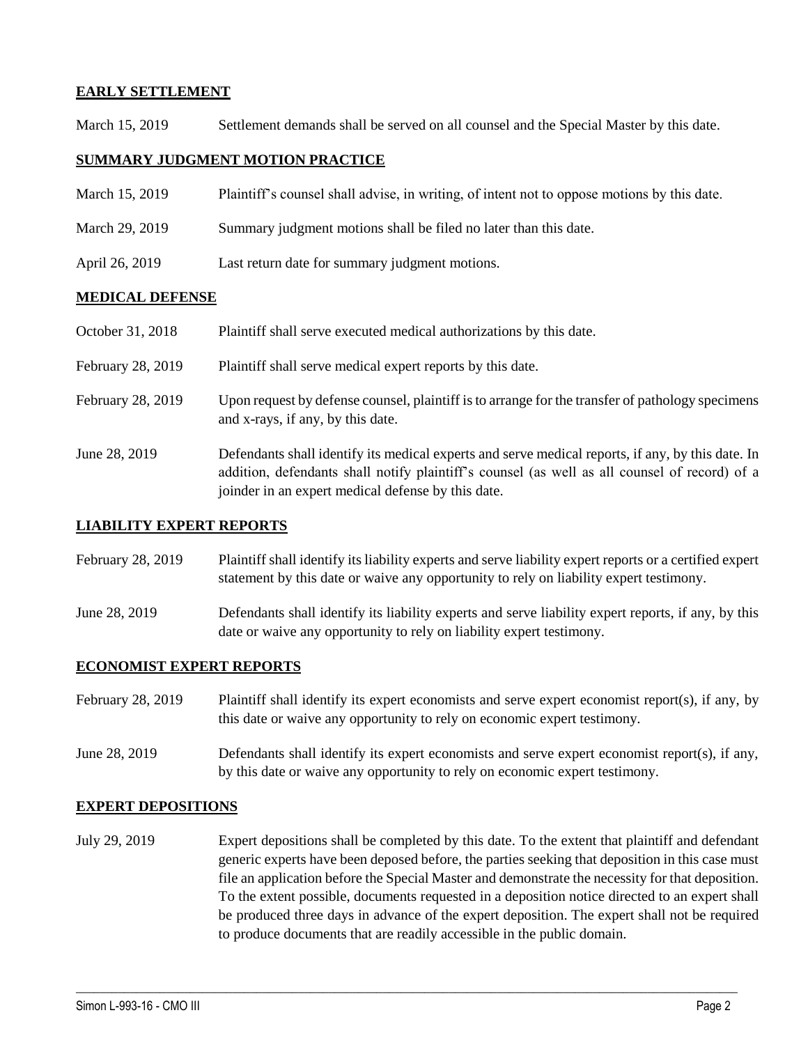## EARLY SETTLEMENT

| | |
|---|---|
| March 15, 2019 | Settlement demands shall be served on all counsel and the Special Master by this date. |

## SUMMARY JUDGMENT MOTION PRACTICE

| | |
|---|---|
| March 15, 2019 | Plaintiff's counsel shall advise, in writing, of intent not to oppose motions by this date. |
| March 29, 2019 | Summary judgment motions shall be filed no later than this date. |
| April 26, 2019 | Last return date for summary judgment motions. |

## MEDICAL DEFENSE

| | |
|---|---|
| October 31, 2018 | Plaintiff shall serve executed medical authorizations by this date. |
| February 28, 2019 | Plaintiff shall serve medical expert reports by this date. |
| February 28, 2019 | Upon request by defense counsel, plaintiff is to arrange for the transfer of pathology specimens and x-rays, if any, by this date. |
| June 28, 2019 | Defendants shall identify its medical experts and serve medical reports, if any, by this date. In addition, defendants shall notify plaintiff's counsel (as well as all counsel of record) of a joinder in an expert medical defense by this date. |

## LIABILITY EXPERT REPORTS

| | |
|---|---|
| February 28, 2019 | Plaintiff shall identify its liability experts and serve liability expert reports or a certified expert statement by this date or waive any opportunity to rely on liability expert testimony. |
| June 28, 2019 | Defendants shall identify its liability experts and serve liability expert reports, if any, by this date or waive any opportunity to rely on liability expert testimony. |

## ECONOMIST EXPERT REPORTS

| | |
|---|---|
| February 28, 2019 | Plaintiff shall identify its expert economists and serve expert economist report(s), if any, by this date or waive any opportunity to rely on economic expert testimony. |
| June 28, 2019 | Defendants shall identify its expert economists and serve expert economist report(s), if any, by this date or waive any opportunity to rely on economic expert testimony. |

## EXPERT DEPOSITIONS

| | |
|---|---|
| July 29, 2019 | Expert depositions shall be completed by this date. To the extent that plaintiff and defendant generic experts have been deposed before, the parties seeking that deposition in this case must file an application before the Special Master and demonstrate the necessity for that deposition. To the extent possible, documents requested in a deposition notice directed to an expert shall be produced three days in advance of the expert deposition. The expert shall not be required to produce documents that are readily accessible in the public domain. |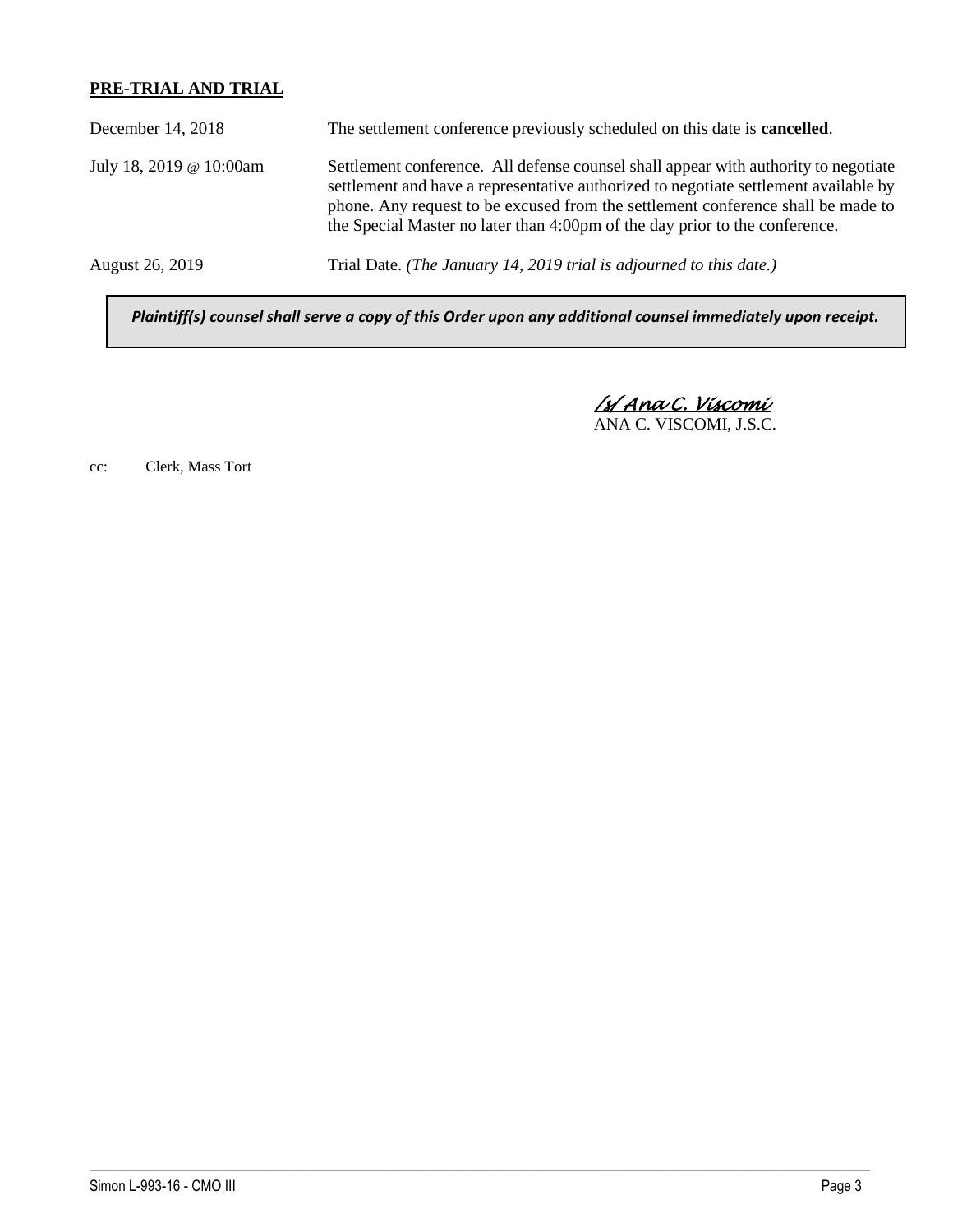**PRE-TRIAL AND TRIAL**

| | |
|---|---|
| December 14, 2018 | The settlement conference previously scheduled on this date is **cancelled**. |
| July 18, 2019 @ 10:00am | Settlement conference. All defense counsel shall appear with authority to negotiate settlement and have a representative authorized to negotiate settlement available by phone. Any request to be excused from the settlement conference shall be made to the Special Master no later than 4:00pm of the day prior to the conference. |
| August 26, 2019 | Trial Date. *(The January 14, 2019 trial is adjourned to this date.)* |

***Plaintiff(s) counsel shall serve a copy of this Order upon any additional counsel immediately upon receipt.***

*/s/ Ana C. Viscomi*
ANA C. VISCOMI, J.S.C.

cc: Clerk, Mass Tort

Simon L-993-16 - CMO III